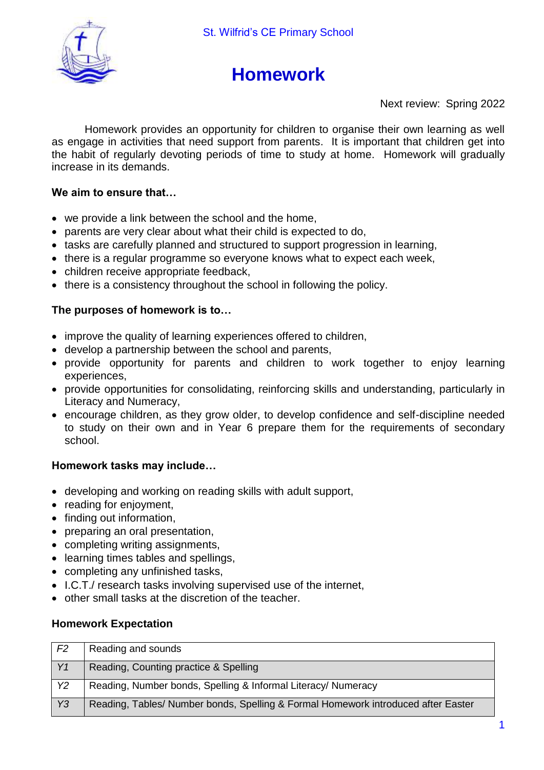St. Wilfrid's CE Primary School

# Homework

Next review: Spring 2022

Homework provides an opportunity for children to organise their own learning as well as engage in activities that need support from parents. It is important that children get into the habit of regularly devoting periods of time to study at home. Homework will gradually increase in its demands.

**We aim to ensure that…**

- we provide a link between the school and the home,
- parents are very clear about what their child is expected to do,
- tasks are carefully planned and structured to support progression in learning,
- there is a regular programme so everyone knows what to expect each week,
- children receive appropriate feedback,
- there is a consistency throughout the school in following the policy.

**The purposes of homework is to…**

- improve the quality of learning experiences offered to children,
- develop a partnership between the school and parents,
- provide opportunity for parents and children to work together to enjoy learning experiences,
- provide opportunities for consolidating, reinforcing skills and understanding, particularly in Literacy and Numeracy,
- encourage children, as they grow older, to develop confidence and self-discipline needed to study on their own and in Year 6 prepare them for the requirements of secondary school.

**Homework tasks may include…**

- developing and working on reading skills with adult support,
- reading for enjoyment,
- finding out information,
- preparing an oral presentation,
- completing writing assignments,
- learning times tables and spellings,
- completing any unfinished tasks,
- I.C.T./ research tasks involving supervised use of the internet,
- other small tasks at the discretion of the teacher.

**Homework Expectation**

| | |
|---|---|
| *F2* | Reading and sounds |
| *Y1* | Reading, Counting practice & Spelling |
| *Y2* | Reading, Number bonds, Spelling & Informal Literacy/ Numeracy |
| *Y3* | Reading, Tables/ Number bonds, Spelling & Formal Homework introduced after Easter |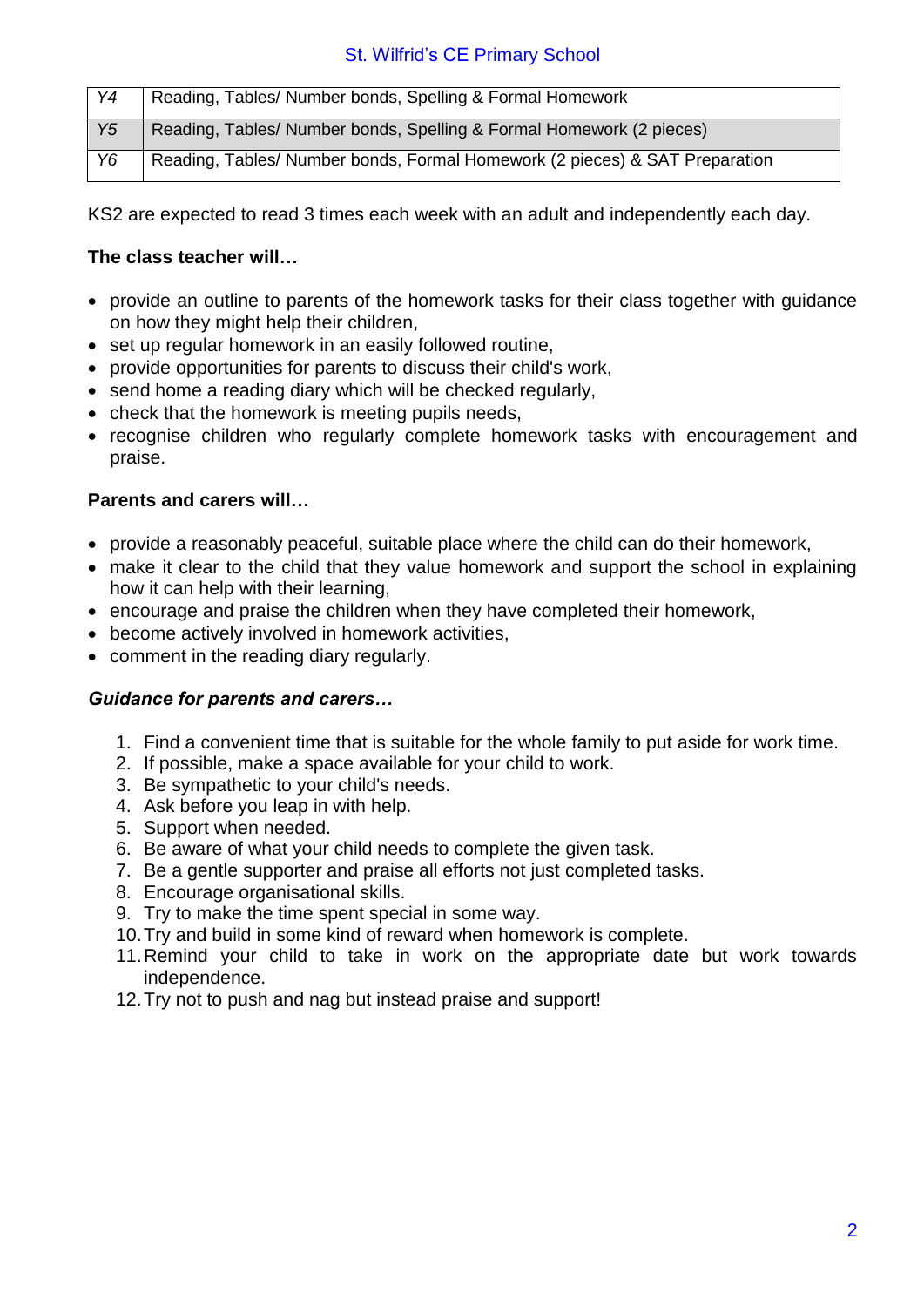| | |
|---|---|
| *Y4* | Reading, Tables/ Number bonds, Spelling & Formal Homework |
| *Y5* | Reading, Tables/ Number bonds, Spelling & Formal Homework (2 pieces) |
| *Y6* | Reading, Tables/ Number bonds, Formal Homework (2 pieces) & SAT Preparation |

KS2 are expected to read 3 times each week with an adult and independently each day.

**The class teacher will…**

- provide an outline to parents of the homework tasks for their class together with guidance on how they might help their children,
- set up regular homework in an easily followed routine,
- provide opportunities for parents to discuss their child's work,
- send home a reading diary which will be checked regularly,
- check that the homework is meeting pupils needs,
- recognise children who regularly complete homework tasks with encouragement and praise.

**Parents and carers will…**

- provide a reasonably peaceful, suitable place where the child can do their homework,
- make it clear to the child that they value homework and support the school in explaining how it can help with their learning,
- encourage and praise the children when they have completed their homework,
- become actively involved in homework activities,
- comment in the reading diary regularly.

***Guidance for parents and carers…***

1. Find a convenient time that is suitable for the whole family to put aside for work time.
2. If possible, make a space available for your child to work.
3. Be sympathetic to your child's needs.
4. Ask before you leap in with help.
5. Support when needed.
6. Be aware of what your child needs to complete the given task.
7. Be a gentle supporter and praise all efforts not just completed tasks.
8. Encourage organisational skills.
9. Try to make the time spent special in some way.
10. Try and build in some kind of reward when homework is complete.
11. Remind your child to take in work on the appropriate date but work towards independence.
12. Try not to push and nag but instead praise and support!